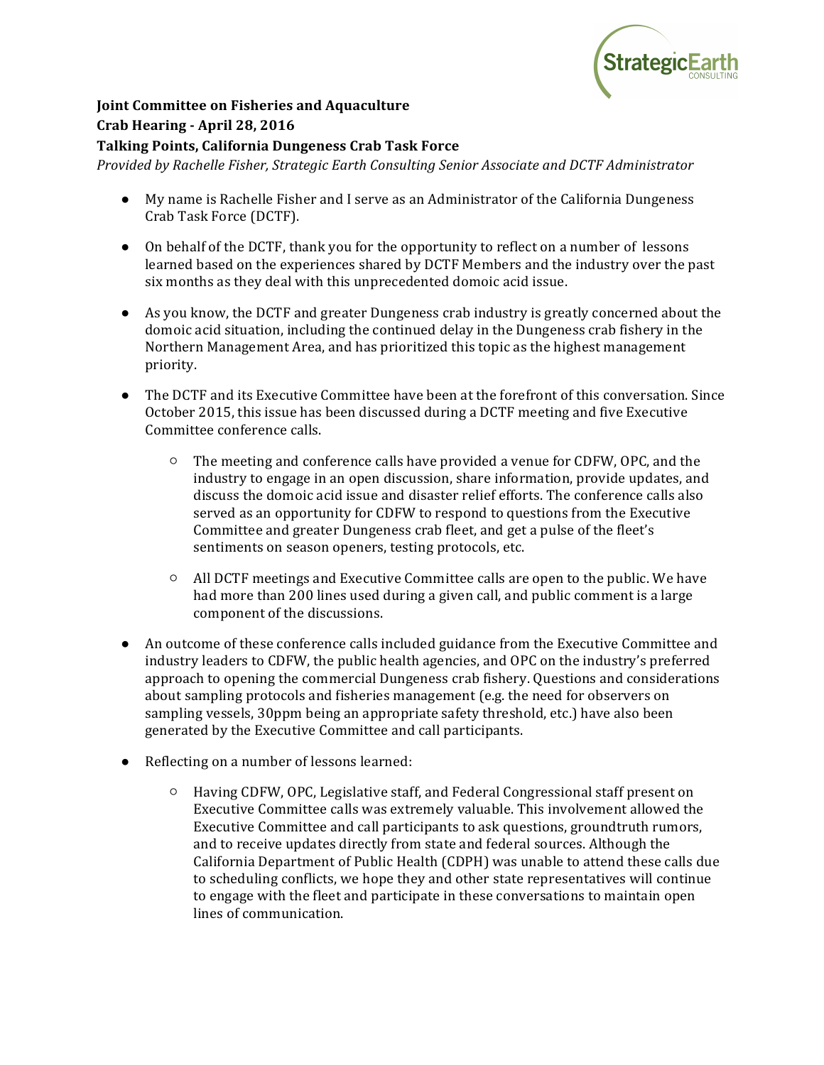**Joint Committee on Fisheries and Aquaculture**
**Crab Hearing - April 28, 2016**
**Talking Points, California Dungeness Crab Task Force**

*Provided by Rachelle Fisher, Strategic Earth Consulting Senior Associate and DCTF Administrator*

- My name is Rachelle Fisher and I serve as an Administrator of the California Dungeness Crab Task Force (DCTF).
- On behalf of the DCTF, thank you for the opportunity to reflect on a number of lessons learned based on the experiences shared by DCTF Members and the industry over the past six months as they deal with this unprecedented domoic acid issue.
- As you know, the DCTF and greater Dungeness crab industry is greatly concerned about the domoic acid situation, including the continued delay in the Dungeness crab fishery in the Northern Management Area, and has prioritized this topic as the highest management priority.
- The DCTF and its Executive Committee have been at the forefront of this conversation. Since October 2015, this issue has been discussed during a DCTF meeting and five Executive Committee conference calls.
    - The meeting and conference calls have provided a venue for CDFW, OPC, and the industry to engage in an open discussion, share information, provide updates, and discuss the domoic acid issue and disaster relief efforts. The conference calls also served as an opportunity for CDFW to respond to questions from the Executive Committee and greater Dungeness crab fleet, and get a pulse of the fleet's sentiments on season openers, testing protocols, etc.
    - All DCTF meetings and Executive Committee calls are open to the public. We have had more than 200 lines used during a given call, and public comment is a large component of the discussions.
- An outcome of these conference calls included guidance from the Executive Committee and industry leaders to CDFW, the public health agencies, and OPC on the industry's preferred approach to opening the commercial Dungeness crab fishery. Questions and considerations about sampling protocols and fisheries management (e.g. the need for observers on sampling vessels, 30ppm being an appropriate safety threshold, etc.) have also been generated by the Executive Committee and call participants.
- Reflecting on a number of lessons learned:
    - Having CDFW, OPC, Legislative staff, and Federal Congressional staff present on Executive Committee calls was extremely valuable. This involvement allowed the Executive Committee and call participants to ask questions, groundtruth rumors, and to receive updates directly from state and federal sources. Although the California Department of Public Health (CDPH) was unable to attend these calls due to scheduling conflicts, we hope they and other state representatives will continue to engage with the fleet and participate in these conversations to maintain open lines of communication.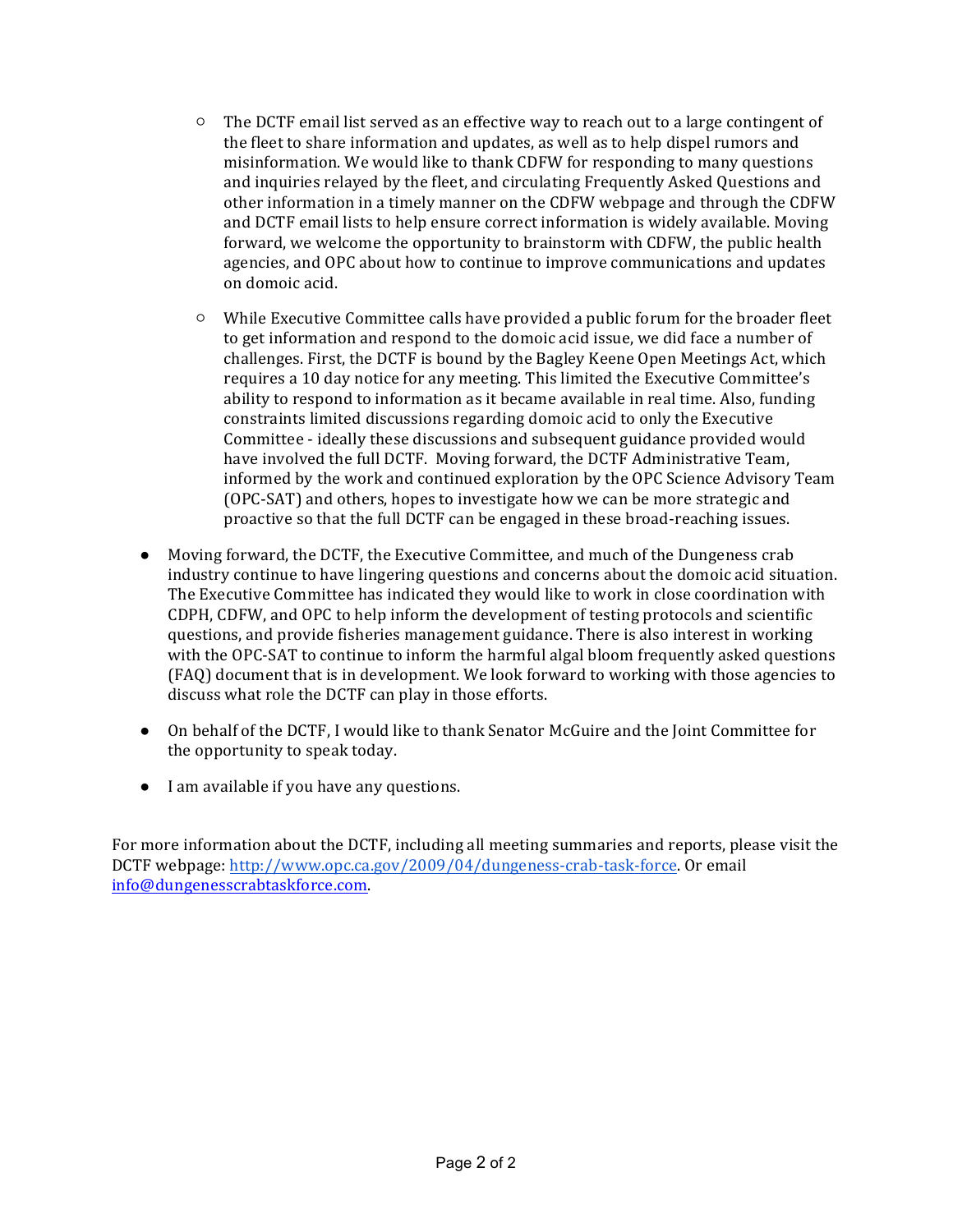- The DCTF email list served as an effective way to reach out to a large contingent of the fleet to share information and updates, as well as to help dispel rumors and misinformation. We would like to thank CDFW for responding to many questions and inquiries relayed by the fleet, and circulating Frequently Asked Questions and other information in a timely manner on the CDFW webpage and through the CDFW and DCTF email lists to help ensure correct information is widely available. Moving forward, we welcome the opportunity to brainstorm with CDFW, the public health agencies, and OPC about how to continue to improve communications and updates on domoic acid.

  - While Executive Committee calls have provided a public forum for the broader fleet to get information and respond to the domoic acid issue, we did face a number of challenges. First, the DCTF is bound by the Bagley Keene Open Meetings Act, which requires a 10 day notice for any meeting. This limited the Executive Committee's ability to respond to information as it became available in real time. Also, funding constraints limited discussions regarding domoic acid to only the Executive Committee - ideally these discussions and subsequent guidance provided would have involved the full DCTF. Moving forward, the DCTF Administrative Team, informed by the work and continued exploration by the OPC Science Advisory Team (OPC-SAT) and others, hopes to investigate how we can be more strategic and proactive so that the full DCTF can be engaged in these broad-reaching issues.

- Moving forward, the DCTF, the Executive Committee, and much of the Dungeness crab industry continue to have lingering questions and concerns about the domoic acid situation. The Executive Committee has indicated they would like to work in close coordination with CDPH, CDFW, and OPC to help inform the development of testing protocols and scientific questions, and provide fisheries management guidance. There is also interest in working with the OPC-SAT to continue to inform the harmful algal bloom frequently asked questions (FAQ) document that is in development. We look forward to working with those agencies to discuss what role the DCTF can play in those efforts.

- On behalf of the DCTF, I would like to thank Senator McGuire and the Joint Committee for the opportunity to speak today.

- I am available if you have any questions.

For more information about the DCTF, including all meeting summaries and reports, please visit the DCTF webpage: http://www.opc.ca.gov/2009/04/dungeness-crab-task-force. Or email info@dungenesscrabtaskforce.com.